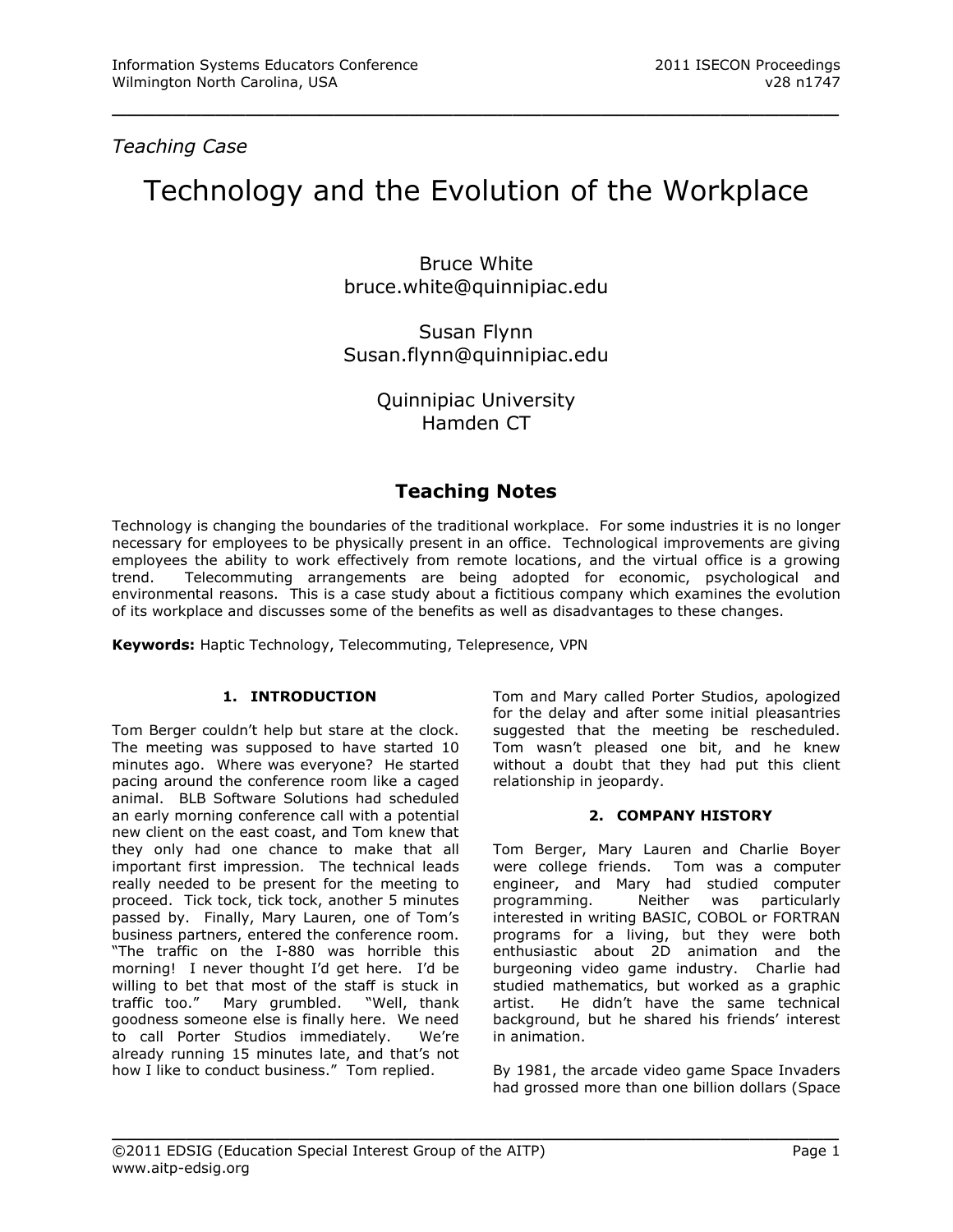*Teaching Case*

# Technology and the Evolution of the Workplace

Bruce White
bruce.white@quinnipiac.edu

Susan Flynn
Susan.flynn@quinnipiac.edu

Quinnipiac University
Hamden CT

## Teaching Notes

Technology is changing the boundaries of the traditional workplace. For some industries it is no longer necessary for employees to be physically present in an office. Technological improvements are giving employees the ability to work effectively from remote locations, and the virtual office is a growing trend. Telecommuting arrangements are being adopted for economic, psychological and environmental reasons. This is a case study about a fictitious company which examines the evolution of its workplace and discusses some of the benefits as well as disadvantages to these changes.

**Keywords:** Haptic Technology, Telecommuting, Telepresence, VPN

### 1. INTRODUCTION

Tom Berger couldn't help but stare at the clock. The meeting was supposed to have started 10 minutes ago. Where was everyone? He started pacing around the conference room like a caged animal. BLB Software Solutions had scheduled an early morning conference call with a potential new client on the east coast, and Tom knew that they only had one chance to make that all important first impression. The technical leads really needed to be present for the meeting to proceed. Tick tock, tick tock, another 5 minutes passed by. Finally, Mary Lauren, one of Tom's business partners, entered the conference room. "The traffic on the I-880 was horrible this morning! I never thought I'd get here. I'd be willing to bet that most of the staff is stuck in traffic too." Mary grumbled. "Well, thank goodness someone else is finally here. We need to call Porter Studios immediately. We're already running 15 minutes late, and that's not how I like to conduct business." Tom replied.

Tom and Mary called Porter Studios, apologized for the delay and after some initial pleasantries suggested that the meeting be rescheduled. Tom wasn't pleased one bit, and he knew without a doubt that they had put this client relationship in jeopardy.

### 2. COMPANY HISTORY

Tom Berger, Mary Lauren and Charlie Boyer were college friends. Tom was a computer engineer, and Mary had studied computer programming. Neither was particularly interested in writing BASIC, COBOL or FORTRAN programs for a living, but they were both enthusiastic about 2D animation and the burgeoning video game industry. Charlie had studied mathematics, but worked as a graphic artist. He didn't have the same technical background, but he shared his friends' interest in animation.

By 1981, the arcade video game Space Invaders had grossed more than one billion dollars (Space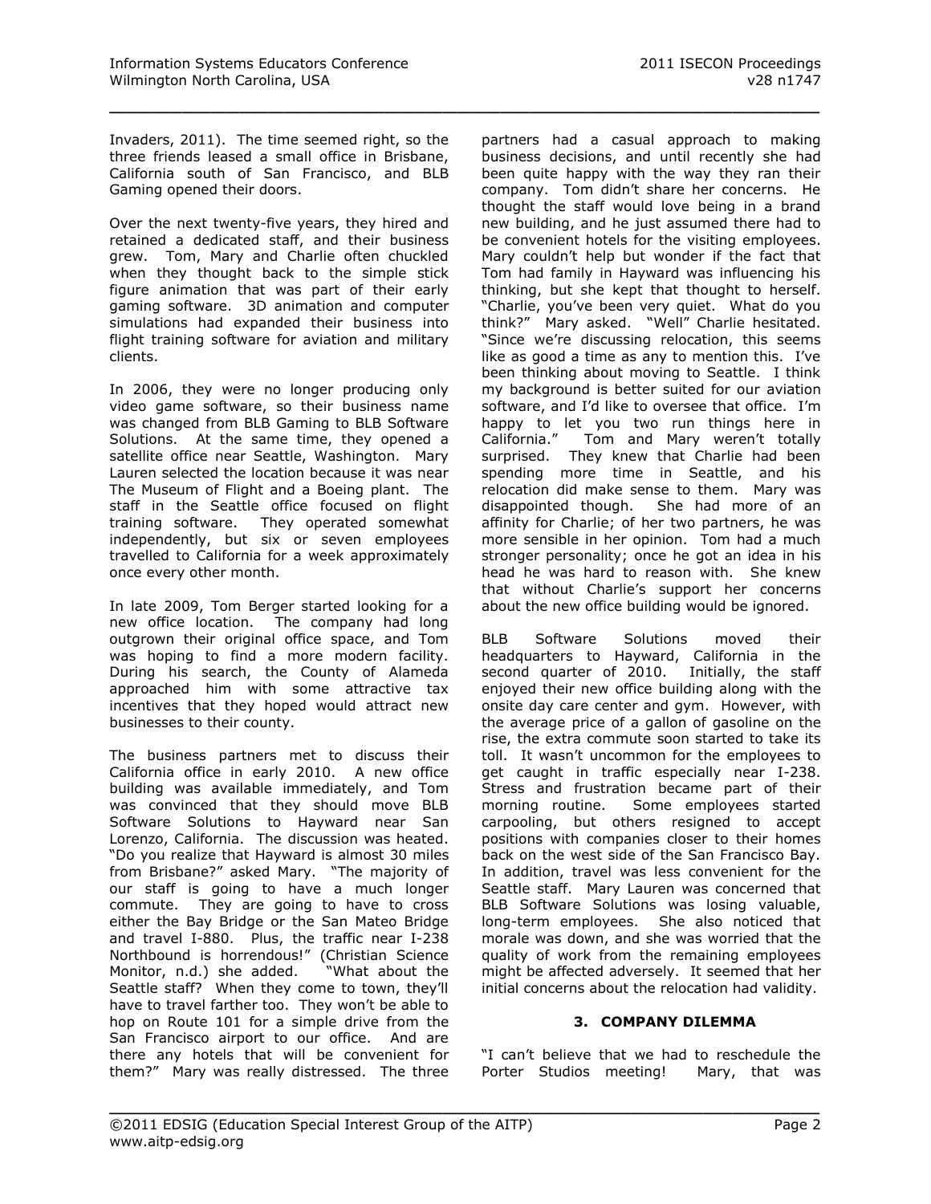Invaders, 2011). The time seemed right, so the three friends leased a small office in Brisbane, California south of San Francisco, and BLB Gaming opened their doors.

Over the next twenty-five years, they hired and retained a dedicated staff, and their business grew. Tom, Mary and Charlie often chuckled when they thought back to the simple stick figure animation that was part of their early gaming software. 3D animation and computer simulations had expanded their business into flight training software for aviation and military clients.

In 2006, they were no longer producing only video game software, so their business name was changed from BLB Gaming to BLB Software Solutions. At the same time, they opened a satellite office near Seattle, Washington. Mary Lauren selected the location because it was near The Museum of Flight and a Boeing plant. The staff in the Seattle office focused on flight training software. They operated somewhat independently, but six or seven employees travelled to California for a week approximately once every other month.

In late 2009, Tom Berger started looking for a new office location. The company had long outgrown their original office space, and Tom was hoping to find a more modern facility. During his search, the County of Alameda approached him with some attractive tax incentives that they hoped would attract new businesses to their county.

The business partners met to discuss their California office in early 2010. A new office building was available immediately, and Tom was convinced that they should move BLB Software Solutions to Hayward near San Lorenzo, California. The discussion was heated. "Do you realize that Hayward is almost 30 miles from Brisbane?" asked Mary. "The majority of our staff is going to have a much longer commute. They are going to have to cross either the Bay Bridge or the San Mateo Bridge and travel I-880. Plus, the traffic near I-238 Northbound is horrendous!" (Christian Science Monitor, n.d.) she added. "What about the Seattle staff? When they come to town, they'll have to travel farther too. They won't be able to hop on Route 101 for a simple drive from the San Francisco airport to our office. And are there any hotels that will be convenient for them?" Mary was really distressed. The three partners had a casual approach to making business decisions, and until recently she had been quite happy with the way they ran their company. Tom didn't share her concerns. He thought the staff would love being in a brand new building, and he just assumed there had to be convenient hotels for the visiting employees. Mary couldn't help but wonder if the fact that Tom had family in Hayward was influencing his thinking, but she kept that thought to herself. "Charlie, you've been very quiet. What do you think?" Mary asked. "Well" Charlie hesitated. "Since we're discussing relocation, this seems like as good a time as any to mention this. I've been thinking about moving to Seattle. I think my background is better suited for our aviation software, and I'd like to oversee that office. I'm happy to let you two run things here in California." Tom and Mary weren't totally surprised. They knew that Charlie had been spending more time in Seattle, and his relocation did make sense to them. Mary was disappointed though. She had more of an affinity for Charlie; of her two partners, he was more sensible in her opinion. Tom had a much stronger personality; once he got an idea in his head he was hard to reason with. She knew that without Charlie's support her concerns about the new office building would be ignored.

BLB Software Solutions moved their headquarters to Hayward, California in the second quarter of 2010. Initially, the staff enjoyed their new office building along with the onsite day care center and gym. However, with the average price of a gallon of gasoline on the rise, the extra commute soon started to take its toll. It wasn't uncommon for the employees to get caught in traffic especially near I-238. Stress and frustration became part of their morning routine. Some employees started carpooling, but others resigned to accept positions with companies closer to their homes back on the west side of the San Francisco Bay. In addition, travel was less convenient for the Seattle staff. Mary Lauren was concerned that BLB Software Solutions was losing valuable, long-term employees. She also noticed that morale was down, and she was worried that the quality of work from the remaining employees might be affected adversely. It seemed that her initial concerns about the relocation had validity.

## 3. COMPANY DILEMMA

"I can't believe that we had to reschedule the Porter Studios meeting! Mary, that was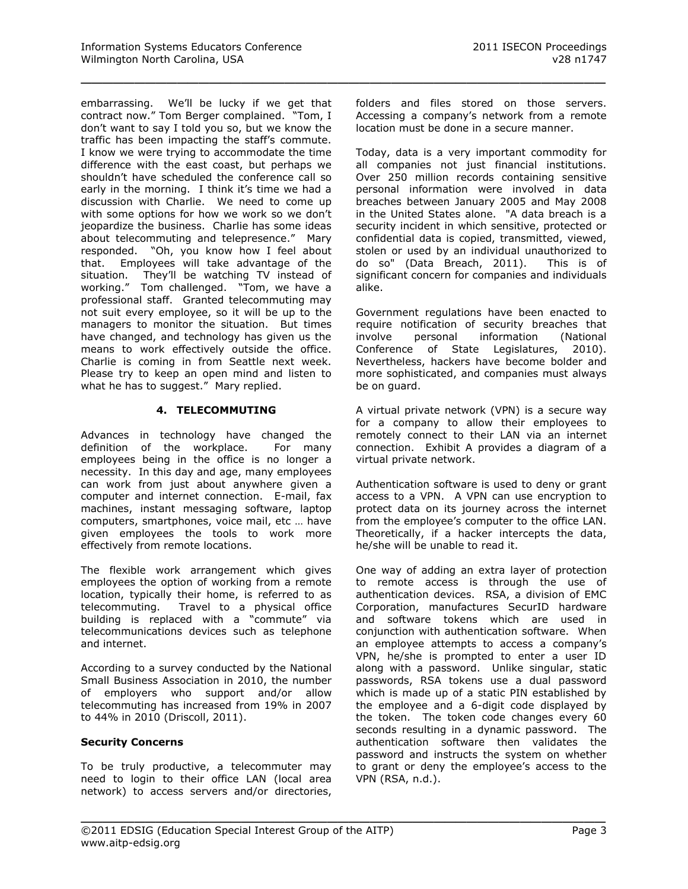embarrassing. We'll be lucky if we get that contract now." Tom Berger complained. "Tom, I don't want to say I told you so, but we know the traffic has been impacting the staff's commute. I know we were trying to accommodate the time difference with the east coast, but perhaps we shouldn't have scheduled the conference call so early in the morning. I think it's time we had a discussion with Charlie. We need to come up with some options for how we work so we don't jeopardize the business. Charlie has some ideas about telecommuting and telepresence." Mary responded. "Oh, you know how I feel about that. Employees will take advantage of the situation. They'll be watching TV instead of working." Tom challenged. "Tom, we have a professional staff. Granted telecommuting may not suit every employee, so it will be up to the managers to monitor the situation. But times have changed, and technology has given us the means to work effectively outside the office. Charlie is coming in from Seattle next week. Please try to keep an open mind and listen to what he has to suggest." Mary replied.

## 4. TELECOMMUTING

Advances in technology have changed the definition of the workplace. For many employees being in the office is no longer a necessity. In this day and age, many employees can work from just about anywhere given a computer and internet connection. E-mail, fax machines, instant messaging software, laptop computers, smartphones, voice mail, etc … have given employees the tools to work more effectively from remote locations.

The flexible work arrangement which gives employees the option of working from a remote location, typically their home, is referred to as telecommuting. Travel to a physical office building is replaced with a "commute" via telecommunications devices such as telephone and internet.

According to a survey conducted by the National Small Business Association in 2010, the number of employers who support and/or allow telecommuting has increased from 19% in 2007 to 44% in 2010 (Driscoll, 2011).

### Security Concerns

To be truly productive, a telecommuter may need to login to their office LAN (local area network) to access servers and/or directories, folders and files stored on those servers. Accessing a company's network from a remote location must be done in a secure manner.

Today, data is a very important commodity for all companies not just financial institutions. Over 250 million records containing sensitive personal information were involved in data breaches between January 2005 and May 2008 in the United States alone. "A data breach is a security incident in which sensitive, protected or confidential data is copied, transmitted, viewed, stolen or used by an individual unauthorized to do so" (Data Breach, 2011). This is of significant concern for companies and individuals alike.

Government regulations have been enacted to require notification of security breaches that involve personal information (National Conference of State Legislatures, 2010). Nevertheless, hackers have become bolder and more sophisticated, and companies must always be on guard.

A virtual private network (VPN) is a secure way for a company to allow their employees to remotely connect to their LAN via an internet connection. Exhibit A provides a diagram of a virtual private network.

Authentication software is used to deny or grant access to a VPN. A VPN can use encryption to protect data on its journey across the internet from the employee's computer to the office LAN. Theoretically, if a hacker intercepts the data, he/she will be unable to read it.

One way of adding an extra layer of protection to remote access is through the use of authentication devices. RSA, a division of EMC Corporation, manufactures SecurID hardware and software tokens which are used in conjunction with authentication software. When an employee attempts to access a company's VPN, he/she is prompted to enter a user ID along with a password. Unlike singular, static passwords, RSA tokens use a dual password which is made up of a static PIN established by the employee and a 6-digit code displayed by the token. The token code changes every 60 seconds resulting in a dynamic password. The authentication software then validates the password and instructs the system on whether to grant or deny the employee's access to the VPN (RSA, n.d.).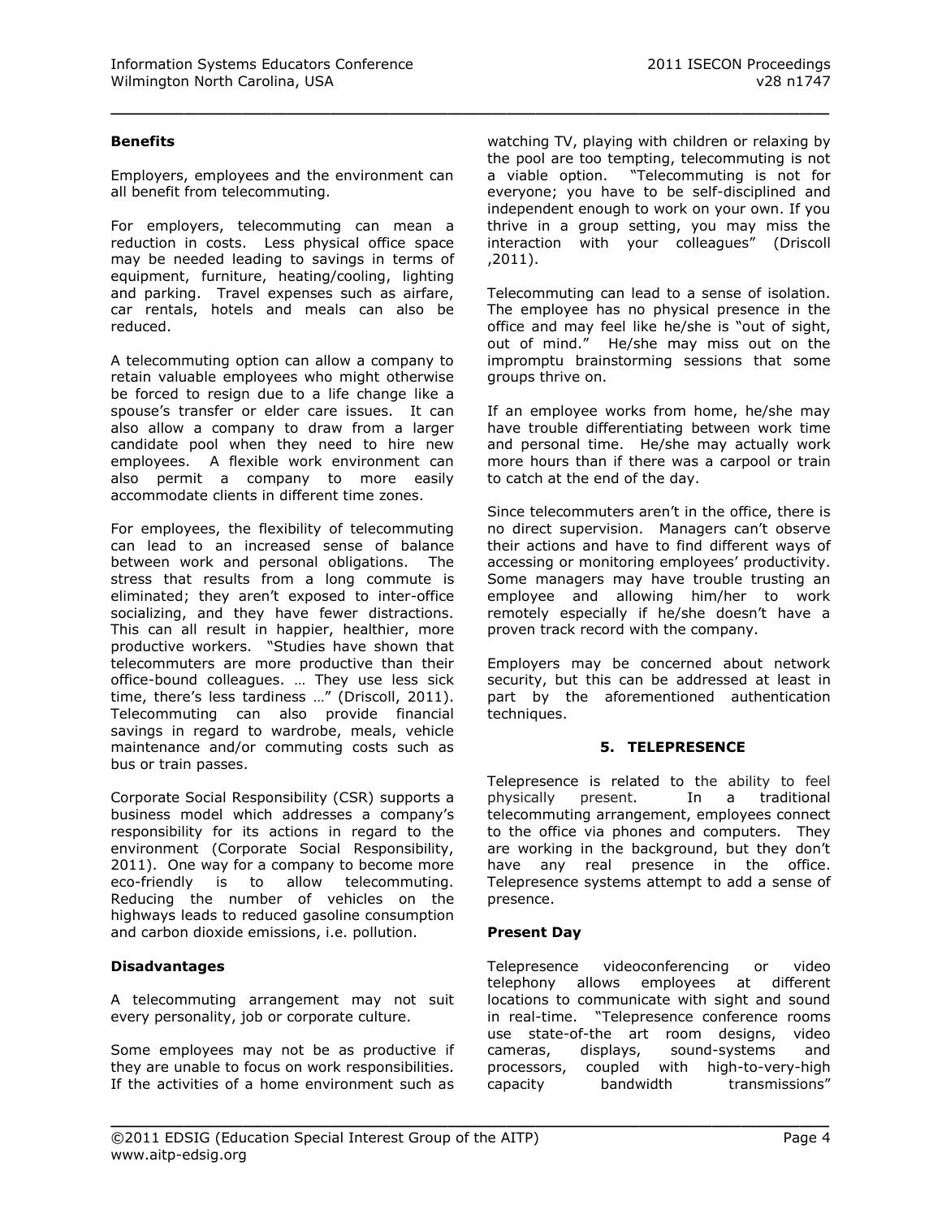### Benefits

Employers, employees and the environment can all benefit from telecommuting.

For employers, telecommuting can mean a reduction in costs. Less physical office space may be needed leading to savings in terms of equipment, furniture, heating/cooling, lighting and parking. Travel expenses such as airfare, car rentals, hotels and meals can also be reduced.

A telecommuting option can allow a company to retain valuable employees who might otherwise be forced to resign due to a life change like a spouse's transfer or elder care issues. It can also allow a company to draw from a larger candidate pool when they need to hire new employees. A flexible work environment can also permit a company to more easily accommodate clients in different time zones.

For employees, the flexibility of telecommuting can lead to an increased sense of balance between work and personal obligations. The stress that results from a long commute is eliminated; they aren't exposed to inter-office socializing, and they have fewer distractions. This can all result in happier, healthier, more productive workers. "Studies have shown that telecommuters are more productive than their office-bound colleagues. … They use less sick time, there's less tardiness …" (Driscoll, 2011). Telecommuting can also provide financial savings in regard to wardrobe, meals, vehicle maintenance and/or commuting costs such as bus or train passes.

Corporate Social Responsibility (CSR) supports a business model which addresses a company's responsibility for its actions in regard to the environment (Corporate Social Responsibility, 2011). One way for a company to become more eco-friendly is to allow telecommuting. Reducing the number of vehicles on the highways leads to reduced gasoline consumption and carbon dioxide emissions, i.e. pollution.

### Disadvantages

A telecommuting arrangement may not suit every personality, job or corporate culture.

Some employees may not be as productive if they are unable to focus on work responsibilities. If the activities of a home environment such as watching TV, playing with children or relaxing by the pool are too tempting, telecommuting is not a viable option. "Telecommuting is not for everyone; you have to be self-disciplined and independent enough to work on your own. If you thrive in a group setting, you may miss the interaction with your colleagues" (Driscoll ,2011).

Telecommuting can lead to a sense of isolation. The employee has no physical presence in the office and may feel like he/she is "out of sight, out of mind." He/she may miss out on the impromptu brainstorming sessions that some groups thrive on.

If an employee works from home, he/she may have trouble differentiating between work time and personal time. He/she may actually work more hours than if there was a carpool or train to catch at the end of the day.

Since telecommuters aren't in the office, there is no direct supervision. Managers can't observe their actions and have to find different ways of accessing or monitoring employees' productivity. Some managers may have trouble trusting an employee and allowing him/her to work remotely especially if he/she doesn't have a proven track record with the company.

Employers may be concerned about network security, but this can be addressed at least in part by the aforementioned authentication techniques.

## 5. TELEPRESENCE

Telepresence is related to the ability to feel physically present. In a traditional telecommuting arrangement, employees connect to the office via phones and computers. They are working in the background, but they don't have any real presence in the office. Telepresence systems attempt to add a sense of presence.

### Present Day

Telepresence videoconferencing or video telephony allows employees at different locations to communicate with sight and sound in real-time. "Telepresence conference rooms use state-of-the art room designs, video cameras, displays, sound-systems and processors, coupled with high-to-very-high capacity bandwidth transmissions"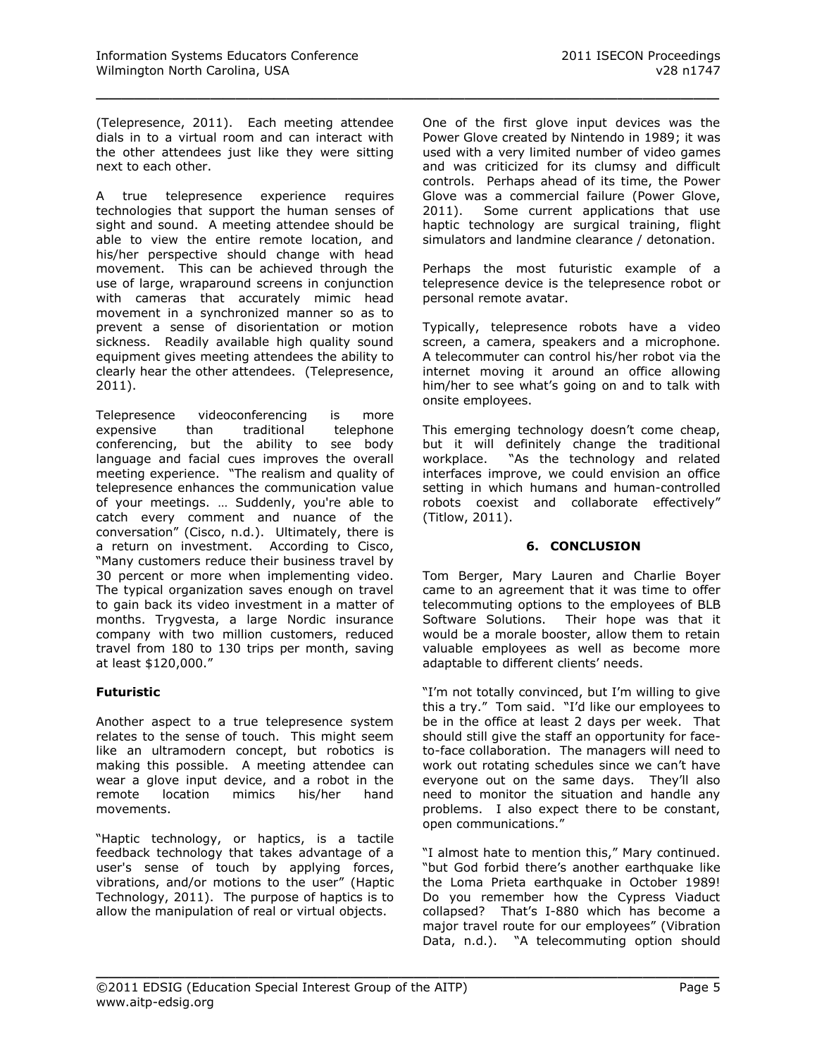(Telepresence, 2011). Each meeting attendee dials in to a virtual room and can interact with the other attendees just like they were sitting next to each other.

A true telepresence experience requires technologies that support the human senses of sight and sound. A meeting attendee should be able to view the entire remote location, and his/her perspective should change with head movement. This can be achieved through the use of large, wraparound screens in conjunction with cameras that accurately mimic head movement in a synchronized manner so as to prevent a sense of disorientation or motion sickness. Readily available high quality sound equipment gives meeting attendees the ability to clearly hear the other attendees. (Telepresence, 2011).

Telepresence videoconferencing is more expensive than traditional telephone conferencing, but the ability to see body language and facial cues improves the overall meeting experience. "The realism and quality of telepresence enhances the communication value of your meetings. … Suddenly, you're able to catch every comment and nuance of the conversation" (Cisco, n.d.). Ultimately, there is a return on investment. According to Cisco, "Many customers reduce their business travel by 30 percent or more when implementing video. The typical organization saves enough on travel to gain back its video investment in a matter of months. Trygvesta, a large Nordic insurance company with two million customers, reduced travel from 180 to 130 trips per month, saving at least $120,000."

**Futuristic**

Another aspect to a true telepresence system relates to the sense of touch. This might seem like an ultramodern concept, but robotics is making this possible. A meeting attendee can wear a glove input device, and a robot in the remote location mimics his/her hand movements.

"Haptic technology, or haptics, is a tactile feedback technology that takes advantage of a user's sense of touch by applying forces, vibrations, and/or motions to the user" (Haptic Technology, 2011). The purpose of haptics is to allow the manipulation of real or virtual objects.

One of the first glove input devices was the Power Glove created by Nintendo in 1989; it was used with a very limited number of video games and was criticized for its clumsy and difficult controls. Perhaps ahead of its time, the Power Glove was a commercial failure (Power Glove, 2011). Some current applications that use haptic technology are surgical training, flight simulators and landmine clearance / detonation.

Perhaps the most futuristic example of a telepresence device is the telepresence robot or personal remote avatar.

Typically, telepresence robots have a video screen, a camera, speakers and a microphone. A telecommuter can control his/her robot via the internet moving it around an office allowing him/her to see what's going on and to talk with onsite employees.

This emerging technology doesn't come cheap, but it will definitely change the traditional workplace. "As the technology and related interfaces improve, we could envision an office setting in which humans and human-controlled robots coexist and collaborate effectively" (Titlow, 2011).

## 6. CONCLUSION

Tom Berger, Mary Lauren and Charlie Boyer came to an agreement that it was time to offer telecommuting options to the employees of BLB Software Solutions. Their hope was that it would be a morale booster, allow them to retain valuable employees as well as become more adaptable to different clients' needs.

"I'm not totally convinced, but I'm willing to give this a try." Tom said. "I'd like our employees to be in the office at least 2 days per week. That should still give the staff an opportunity for face-to-face collaboration. The managers will need to work out rotating schedules since we can't have everyone out on the same days. They'll also need to monitor the situation and handle any problems. I also expect there to be constant, open communications."

"I almost hate to mention this," Mary continued. "but God forbid there's another earthquake like the Loma Prieta earthquake in October 1989! Do you remember how the Cypress Viaduct collapsed? That's I-880 which has become a major travel route for our employees" (Vibration Data, n.d.). "A telecommuting option should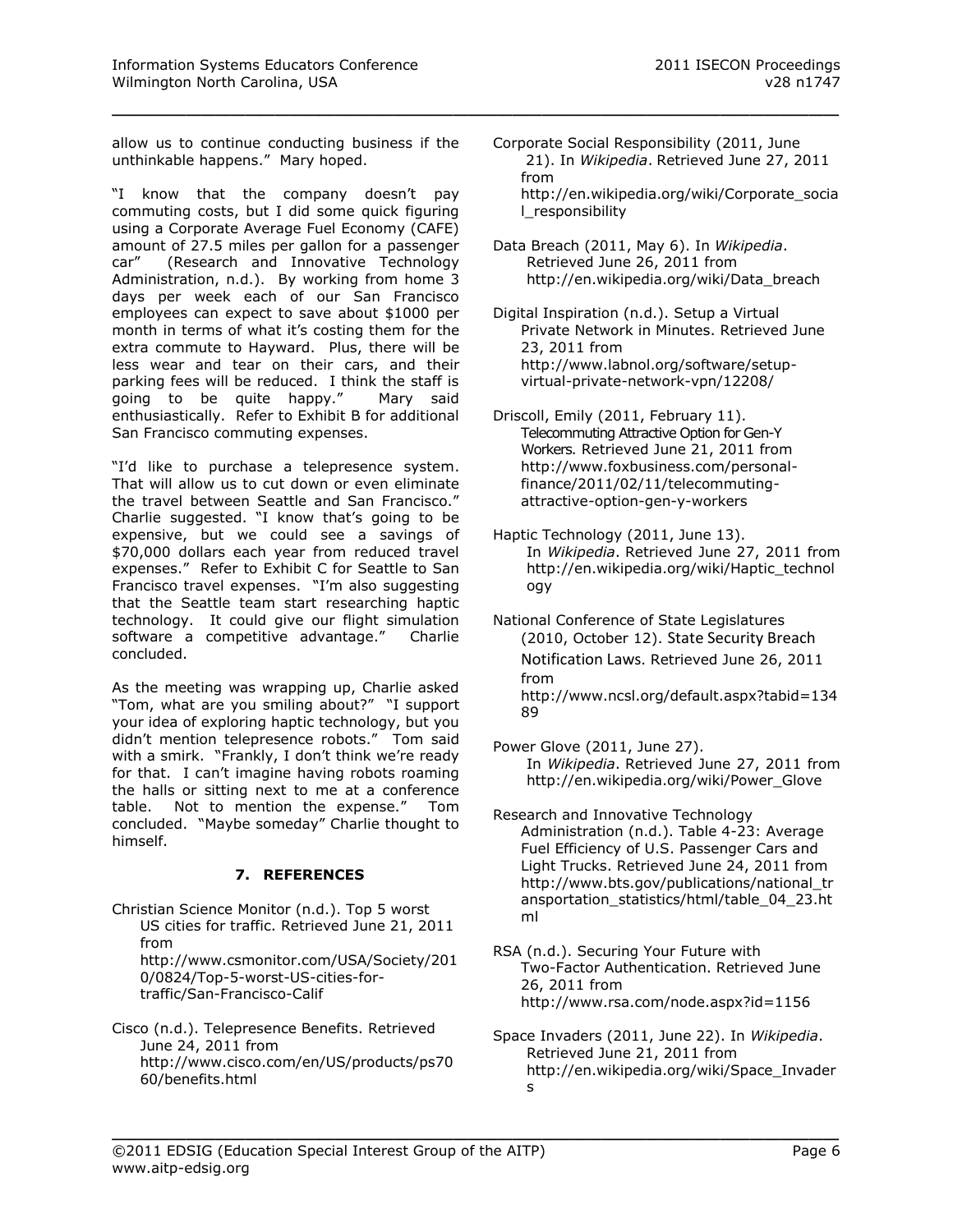allow us to continue conducting business if the unthinkable happens." Mary hoped.

"I know that the company doesn't pay commuting costs, but I did some quick figuring using a Corporate Average Fuel Economy (CAFE) amount of 27.5 miles per gallon for a passenger car" (Research and Innovative Technology Administration, n.d.). By working from home 3 days per week each of our San Francisco employees can expect to save about $1000 per month in terms of what it's costing them for the extra commute to Hayward. Plus, there will be less wear and tear on their cars, and their parking fees will be reduced. I think the staff is going to be quite happy." Mary said enthusiastically. Refer to Exhibit B for additional San Francisco commuting expenses.

"I'd like to purchase a telepresence system. That will allow us to cut down or even eliminate the travel between Seattle and San Francisco." Charlie suggested. "I know that's going to be expensive, but we could see a savings of $70,000 dollars each year from reduced travel expenses." Refer to Exhibit C for Seattle to San Francisco travel expenses. "I'm also suggesting that the Seattle team start researching haptic technology. It could give our flight simulation software a competitive advantage." Charlie concluded.

As the meeting was wrapping up, Charlie asked "Tom, what are you smiling about?" "I support your idea of exploring haptic technology, but you didn't mention telepresence robots." Tom said with a smirk. "Frankly, I don't think we're ready for that. I can't imagine having robots roaming the halls or sitting next to me at a conference table. Not to mention the expense." Tom concluded. "Maybe someday" Charlie thought to himself.

## 7. REFERENCES

Christian Science Monitor (n.d.). Top 5 worst US cities for traffic. Retrieved June 21, 2011 from http://www.csmonitor.com/USA/Society/2010/0824/Top-5-worst-US-cities-for-traffic/San-Francisco-Calif

Cisco (n.d.). Telepresence Benefits. Retrieved June 24, 2011 from http://www.cisco.com/en/US/products/ps7060/benefits.html

Corporate Social Responsibility (2011, June 21). In *Wikipedia*. Retrieved June 27, 2011 from http://en.wikipedia.org/wiki/Corporate_social_responsibility

Data Breach (2011, May 6). In *Wikipedia*. Retrieved June 26, 2011 from http://en.wikipedia.org/wiki/Data_breach

Digital Inspiration (n.d.). Setup a Virtual Private Network in Minutes. Retrieved June 23, 2011 from http://www.labnol.org/software/setup-virtual-private-network-vpn/12208/

Driscoll, Emily (2011, February 11). Telecommuting Attractive Option for Gen-Y Workers. Retrieved June 21, 2011 from http://www.foxbusiness.com/personal-finance/2011/02/11/telecommuting-attractive-option-gen-y-workers

Haptic Technology (2011, June 13). In *Wikipedia*. Retrieved June 27, 2011 from http://en.wikipedia.org/wiki/Haptic_technology

National Conference of State Legislatures (2010, October 12). State Security Breach Notification Laws. Retrieved June 26, 2011 from http://www.ncsl.org/default.aspx?tabid=13489

Power Glove (2011, June 27). In *Wikipedia*. Retrieved June 27, 2011 from http://en.wikipedia.org/wiki/Power_Glove

Research and Innovative Technology Administration (n.d.). Table 4-23: Average Fuel Efficiency of U.S. Passenger Cars and Light Trucks. Retrieved June 24, 2011 from http://www.bts.gov/publications/national_transportation_statistics/html/table_04_23.html

RSA (n.d.). Securing Your Future with Two-Factor Authentication. Retrieved June 26, 2011 from http://www.rsa.com/node.aspx?id=1156

Space Invaders (2011, June 22). In *Wikipedia*. Retrieved June 21, 2011 from http://en.wikipedia.org/wiki/Space_Invaders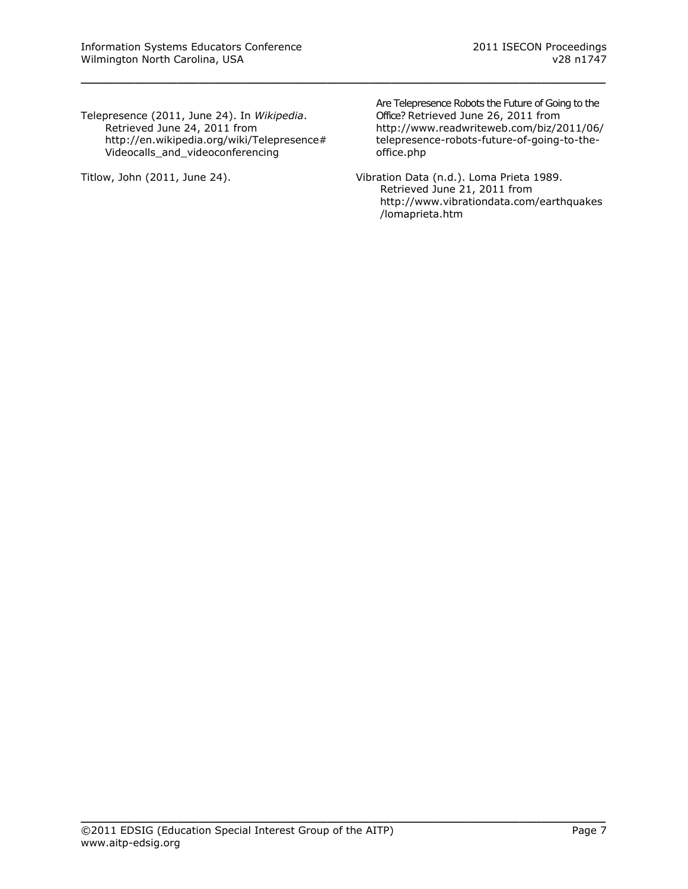Telepresence (2011, June 24). In *Wikipedia*. Retrieved June 24, 2011 from http://en.wikipedia.org/wiki/Telepresence#Videocalls_and_videoconferencing

Titlow, John (2011, June 24). Are Telepresence Robots the Future of Going to the Office? Retrieved June 26, 2011 from http://www.readwriteweb.com/biz/2011/06/telepresence-robots-future-of-going-to-the-office.php

Vibration Data (n.d.). Loma Prieta 1989. Retrieved June 21, 2011 from http://www.vibrationdata.com/earthquakes/lomaprieta.htm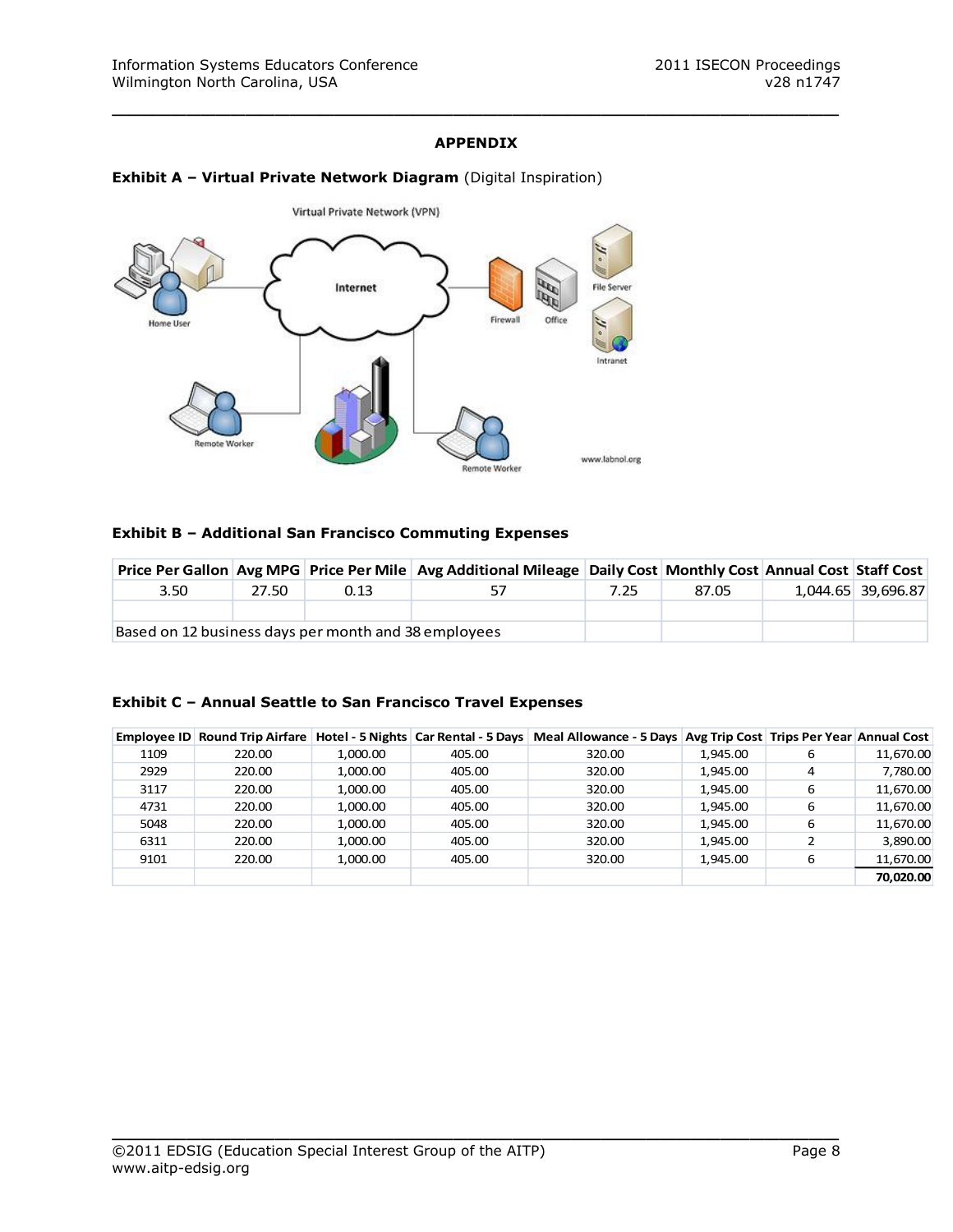## APPENDIX

**Exhibit A – Virtual Private Network Diagram** (Digital Inspiration)

Virtual Private Network (VPN)

Internet

Home User

Firewall

Office

File Server

Intranet

Remote Worker

Remote Worker

www.labnol.org

**Exhibit B – Additional San Francisco Commuting Expenses**

| Price Per Gallon | Avg MPG | Price Per Mile | Avg Additional Mileage | Daily Cost | Monthly Cost | Annual Cost | Staff Cost |
|---|---|---|---|---|---|---|---|
| 3.50 | 27.50 | 0.13 | 57 | 7.25 | 87.05 | 1,044.65 | 39,696.87 |
| | | | | | | | |
| Based on 12 business days per month and 38 employees | | | | | | | |

**Exhibit C – Annual Seattle to San Francisco Travel Expenses**

| Employee ID | Round Trip Airfare | Hotel - 5 Nights | Car Rental - 5 Days | Meal Allowance - 5 Days | Avg Trip Cost | Trips Per Year | Annual Cost |
|---|---|---|---|---|---|---|---|
| 1109 | 220.00 | 1,000.00 | 405.00 | 320.00 | 1,945.00 | 6 | 11,670.00 |
| 2929 | 220.00 | 1,000.00 | 405.00 | 320.00 | 1,945.00 | 4 | 7,780.00 |
| 3117 | 220.00 | 1,000.00 | 405.00 | 320.00 | 1,945.00 | 6 | 11,670.00 |
| 4731 | 220.00 | 1,000.00 | 405.00 | 320.00 | 1,945.00 | 6 | 11,670.00 |
| 5048 | 220.00 | 1,000.00 | 405.00 | 320.00 | 1,945.00 | 6 | 11,670.00 |
| 6311 | 220.00 | 1,000.00 | 405.00 | 320.00 | 1,945.00 | 2 | 3,890.00 |
| 9101 | 220.00 | 1,000.00 | 405.00 | 320.00 | 1,945.00 | 6 | 11,670.00 |
| | | | | | | | **70,020.00** |